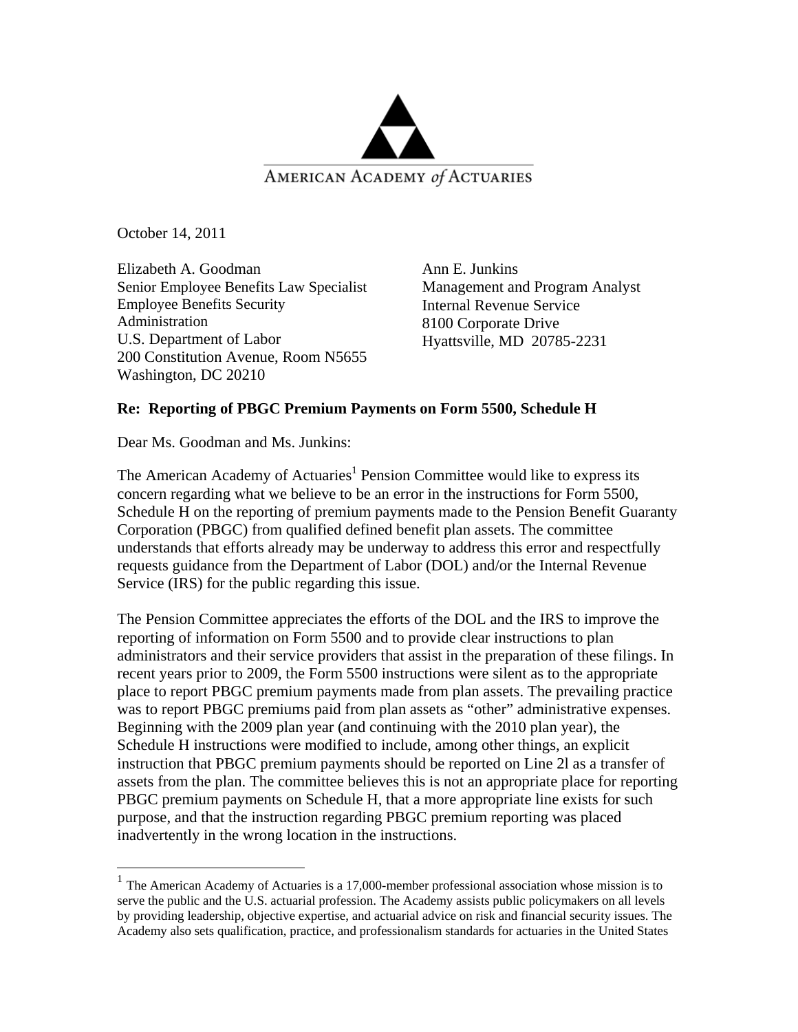AMERICAN ACADEMY *of* ACTUARIES

October 14, 2011

Elizabeth A. Goodman
Senior Employee Benefits Law Specialist
Employee Benefits Security Administration
U.S. Department of Labor
200 Constitution Avenue, Room N5655
Washington, DC 20210

Ann E. Junkins
Management and Program Analyst
Internal Revenue Service
8100 Corporate Drive
Hyattsville, MD 20785-2231

**Re: Reporting of PBGC Premium Payments on Form 5500, Schedule H**

Dear Ms. Goodman and Ms. Junkins:

The American Academy of Actuaries[1] Pension Committee would like to express its concern regarding what we believe to be an error in the instructions for Form 5500, Schedule H on the reporting of premium payments made to the Pension Benefit Guaranty Corporation (PBGC) from qualified defined benefit plan assets. The committee understands that efforts already may be underway to address this error and respectfully requests guidance from the Department of Labor (DOL) and/or the Internal Revenue Service (IRS) for the public regarding this issue.

The Pension Committee appreciates the efforts of the DOL and the IRS to improve the reporting of information on Form 5500 and to provide clear instructions to plan administrators and their service providers that assist in the preparation of these filings. In recent years prior to 2009, the Form 5500 instructions were silent as to the appropriate place to report PBGC premium payments made from plan assets. The prevailing practice was to report PBGC premiums paid from plan assets as "other" administrative expenses. Beginning with the 2009 plan year (and continuing with the 2010 plan year), the Schedule H instructions were modified to include, among other things, an explicit instruction that PBGC premium payments should be reported on Line 2l as a transfer of assets from the plan. The committee believes this is not an appropriate place for reporting PBGC premium payments on Schedule H, that a more appropriate line exists for such purpose, and that the instruction regarding PBGC premium reporting was placed inadvertently in the wrong location in the instructions.

[1] The American Academy of Actuaries is a 17,000-member professional association whose mission is to serve the public and the U.S. actuarial profession. The Academy assists public policymakers on all levels by providing leadership, objective expertise, and actuarial advice on risk and financial security issues. The Academy also sets qualification, practice, and professionalism standards for actuaries in the United States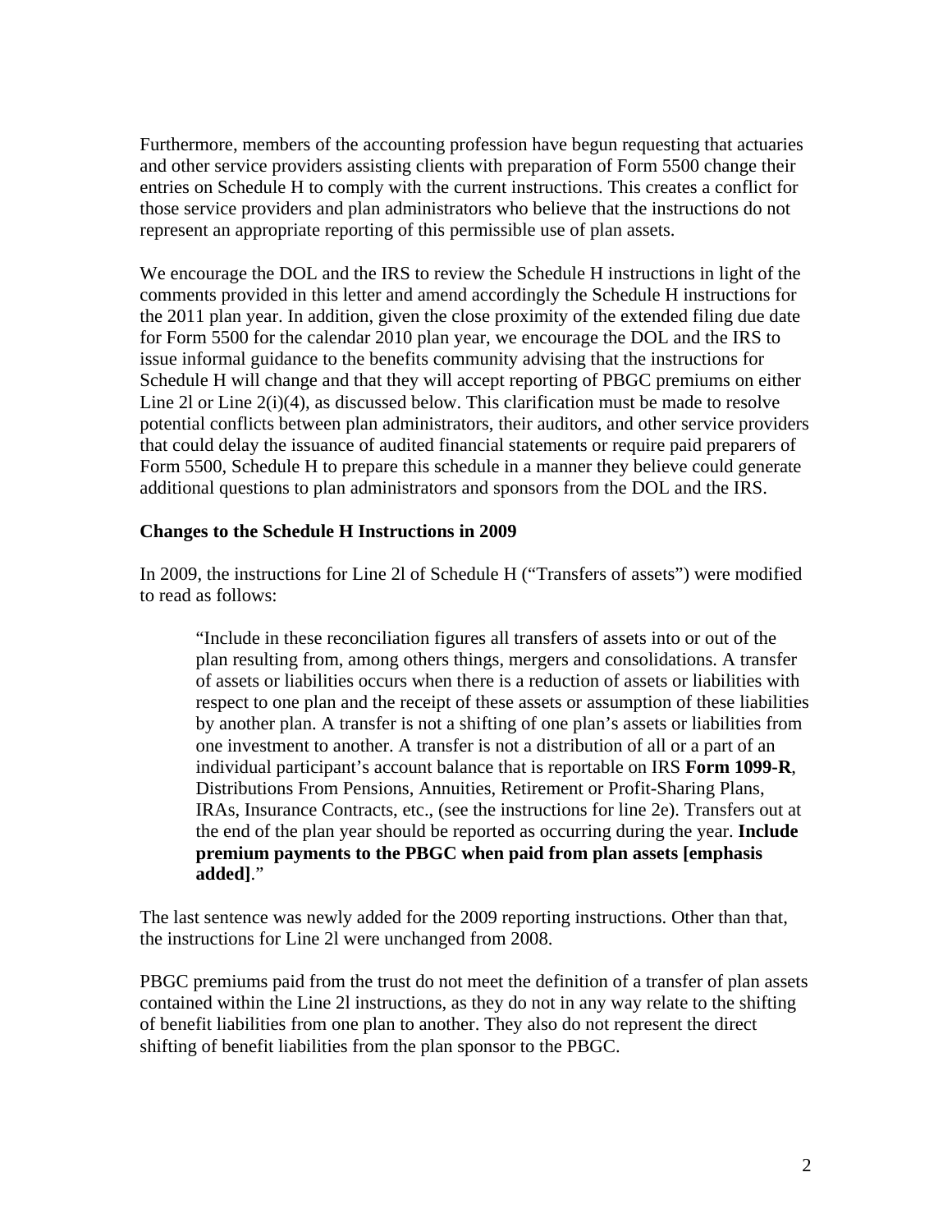Furthermore, members of the accounting profession have begun requesting that actuaries and other service providers assisting clients with preparation of Form 5500 change their entries on Schedule H to comply with the current instructions. This creates a conflict for those service providers and plan administrators who believe that the instructions do not represent an appropriate reporting of this permissible use of plan assets.

We encourage the DOL and the IRS to review the Schedule H instructions in light of the comments provided in this letter and amend accordingly the Schedule H instructions for the 2011 plan year. In addition, given the close proximity of the extended filing due date for Form 5500 for the calendar 2010 plan year, we encourage the DOL and the IRS to issue informal guidance to the benefits community advising that the instructions for Schedule H will change and that they will accept reporting of PBGC premiums on either Line 2l or Line 2(i)(4), as discussed below. This clarification must be made to resolve potential conflicts between plan administrators, their auditors, and other service providers that could delay the issuance of audited financial statements or require paid preparers of Form 5500, Schedule H to prepare this schedule in a manner they believe could generate additional questions to plan administrators and sponsors from the DOL and the IRS.

**Changes to the Schedule H Instructions in 2009**

In 2009, the instructions for Line 2l of Schedule H ("Transfers of assets") were modified to read as follows:

> "Include in these reconciliation figures all transfers of assets into or out of the plan resulting from, among others things, mergers and consolidations. A transfer of assets or liabilities occurs when there is a reduction of assets or liabilities with respect to one plan and the receipt of these assets or assumption of these liabilities by another plan. A transfer is not a shifting of one plan's assets or liabilities from one investment to another. A transfer is not a distribution of all or a part of an individual participant's account balance that is reportable on IRS **Form 1099-R**, Distributions From Pensions, Annuities, Retirement or Profit-Sharing Plans, IRAs, Insurance Contracts, etc., (see the instructions for line 2e). Transfers out at the end of the plan year should be reported as occurring during the year. **Include premium payments to the PBGC when paid from plan assets [emphasis added]**."

The last sentence was newly added for the 2009 reporting instructions. Other than that, the instructions for Line 2l were unchanged from 2008.

PBGC premiums paid from the trust do not meet the definition of a transfer of plan assets contained within the Line 2l instructions, as they do not in any way relate to the shifting of benefit liabilities from one plan to another. They also do not represent the direct shifting of benefit liabilities from the plan sponsor to the PBGC.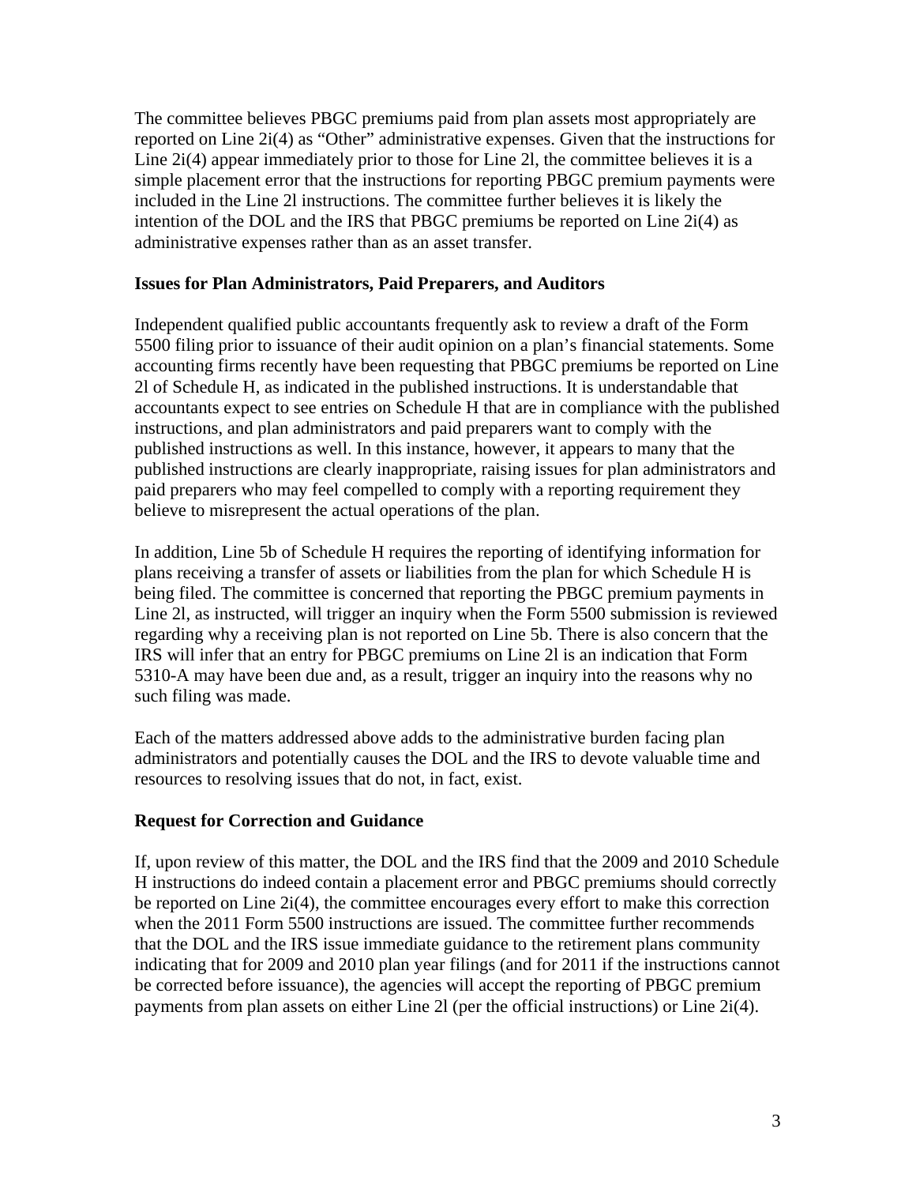The committee believes PBGC premiums paid from plan assets most appropriately are reported on Line 2i(4) as "Other" administrative expenses. Given that the instructions for Line 2i(4) appear immediately prior to those for Line 2l, the committee believes it is a simple placement error that the instructions for reporting PBGC premium payments were included in the Line 2l instructions. The committee further believes it is likely the intention of the DOL and the IRS that PBGC premiums be reported on Line 2i(4) as administrative expenses rather than as an asset transfer.

**Issues for Plan Administrators, Paid Preparers, and Auditors**

Independent qualified public accountants frequently ask to review a draft of the Form 5500 filing prior to issuance of their audit opinion on a plan's financial statements. Some accounting firms recently have been requesting that PBGC premiums be reported on Line 2l of Schedule H, as indicated in the published instructions. It is understandable that accountants expect to see entries on Schedule H that are in compliance with the published instructions, and plan administrators and paid preparers want to comply with the published instructions as well. In this instance, however, it appears to many that the published instructions are clearly inappropriate, raising issues for plan administrators and paid preparers who may feel compelled to comply with a reporting requirement they believe to misrepresent the actual operations of the plan.

In addition, Line 5b of Schedule H requires the reporting of identifying information for plans receiving a transfer of assets or liabilities from the plan for which Schedule H is being filed. The committee is concerned that reporting the PBGC premium payments in Line 2l, as instructed, will trigger an inquiry when the Form 5500 submission is reviewed regarding why a receiving plan is not reported on Line 5b. There is also concern that the IRS will infer that an entry for PBGC premiums on Line 2l is an indication that Form 5310-A may have been due and, as a result, trigger an inquiry into the reasons why no such filing was made.

Each of the matters addressed above adds to the administrative burden facing plan administrators and potentially causes the DOL and the IRS to devote valuable time and resources to resolving issues that do not, in fact, exist.

**Request for Correction and Guidance**

If, upon review of this matter, the DOL and the IRS find that the 2009 and 2010 Schedule H instructions do indeed contain a placement error and PBGC premiums should correctly be reported on Line 2i(4), the committee encourages every effort to make this correction when the 2011 Form 5500 instructions are issued. The committee further recommends that the DOL and the IRS issue immediate guidance to the retirement plans community indicating that for 2009 and 2010 plan year filings (and for 2011 if the instructions cannot be corrected before issuance), the agencies will accept the reporting of PBGC premium payments from plan assets on either Line 2l (per the official instructions) or Line 2i(4).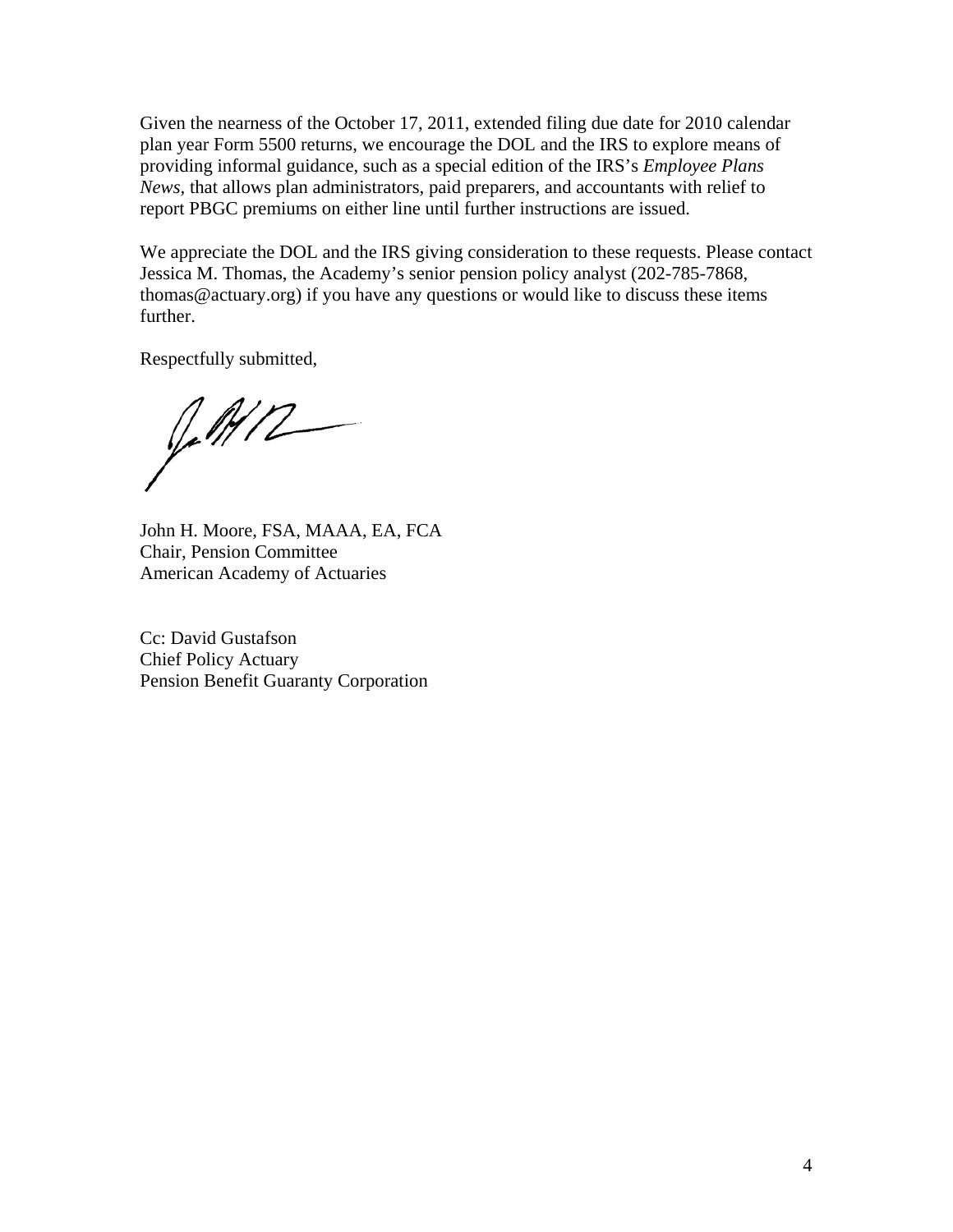Given the nearness of the October 17, 2011, extended filing due date for 2010 calendar plan year Form 5500 returns, we encourage the DOL and the IRS to explore means of providing informal guidance, such as a special edition of the IRS's *Employee Plans News*, that allows plan administrators, paid preparers, and accountants with relief to report PBGC premiums on either line until further instructions are issued.

We appreciate the DOL and the IRS giving consideration to these requests. Please contact Jessica M. Thomas, the Academy's senior pension policy analyst (202-785-7868, thomas@actuary.org) if you have any questions or would like to discuss these items further.

Respectfully submitted,

John H. Moore, FSA, MAAA, EA, FCA
Chair, Pension Committee
American Academy of Actuaries

Cc: David Gustafson
Chief Policy Actuary
Pension Benefit Guaranty Corporation